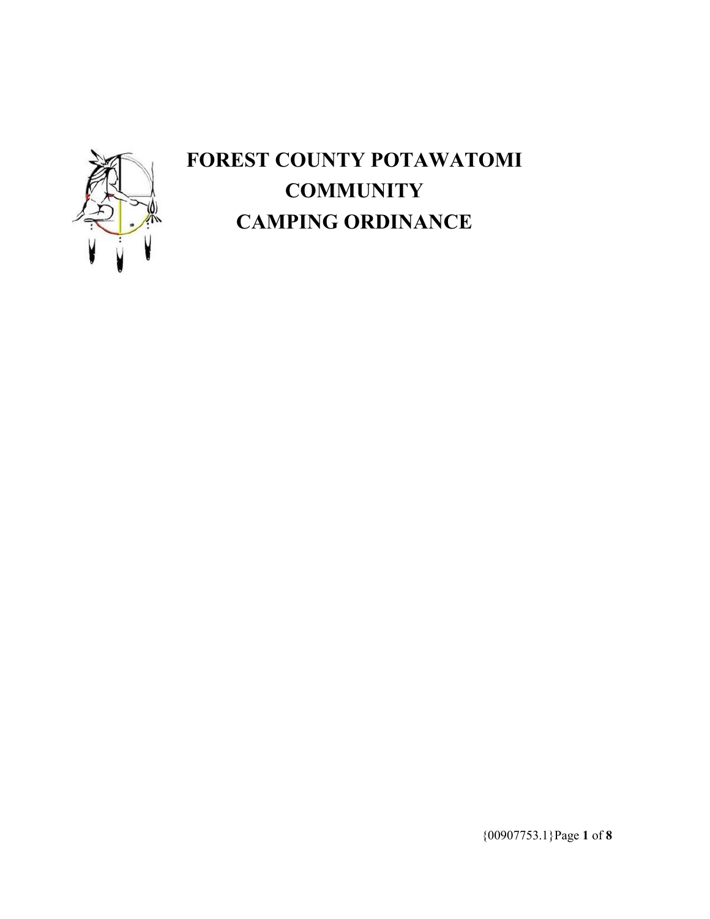# FOREST COUNTY POTAWATOMI COMMUNITY CAMPING ORDINANCE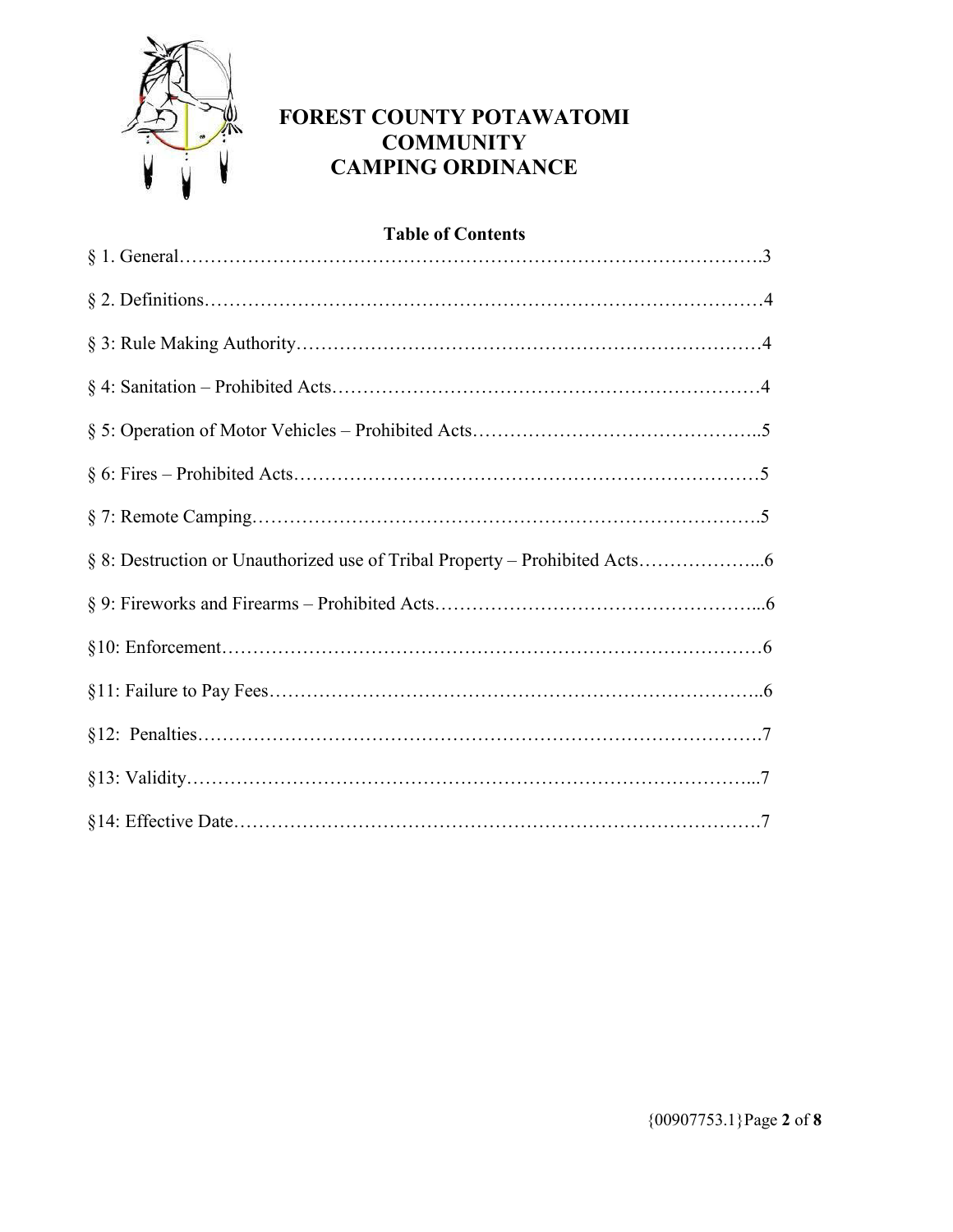# FOREST COUNTY POTAWATOMI COMMUNITY CAMPING ORDINANCE

## Table of Contents

§ 1. General……………………………………………………………………………….3

§ 2. Definitions………………………………………………………………………….4

§ 3: Rule Making Authority………………………………………………………………4

§ 4: Sanitation – Prohibited Acts…………………………………………………………4

§ 5: Operation of Motor Vehicles – Prohibited Acts………………………………………..5

§ 6: Fires – Prohibited Acts………………………………………………………………5

§ 7: Remote Camping…………………………………………………………………….5

§ 8: Destruction or Unauthorized use of Tribal Property – Prohibited Acts………………...6

§ 9: Fireworks and Firearms – Prohibited Acts……………………………………………...6

§10: Enforcement…………………………………………………………………………6

§11: Failure to Pay Fees…………………………………………………………………..6

§12: Penalties…………………………………………………………………………….7

§13: Validity……………………………………………………………………………...7

§14: Effective Date……………………………………………………………………….7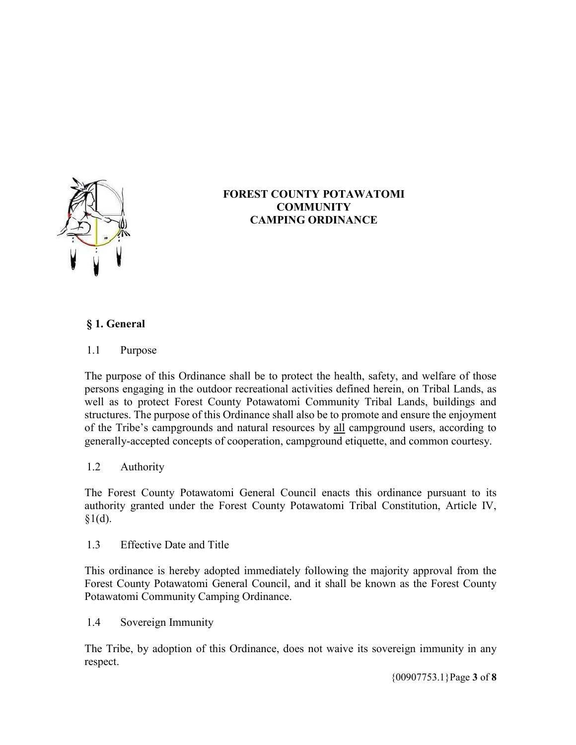# FOREST COUNTY POTAWATOMI COMMUNITY CAMPING ORDINANCE

## § 1. General

### 1.1 Purpose

The purpose of this Ordinance shall be to protect the health, safety, and welfare of those persons engaging in the outdoor recreational activities defined herein, on Tribal Lands, as well as to protect Forest County Potawatomi Community Tribal Lands, buildings and structures. The purpose of this Ordinance shall also be to promote and ensure the enjoyment of the Tribe's campgrounds and natural resources by <u>all</u> campground users, according to generally-accepted concepts of cooperation, campground etiquette, and common courtesy.

### 1.2 Authority

The Forest County Potawatomi General Council enacts this ordinance pursuant to its authority granted under the Forest County Potawatomi Tribal Constitution, Article IV, §1(d).

### 1.3 Effective Date and Title

This ordinance is hereby adopted immediately following the majority approval from the Forest County Potawatomi General Council, and it shall be known as the Forest County Potawatomi Community Camping Ordinance.

### 1.4 Sovereign Immunity

The Tribe, by adoption of this Ordinance, does not waive its sovereign immunity in any respect.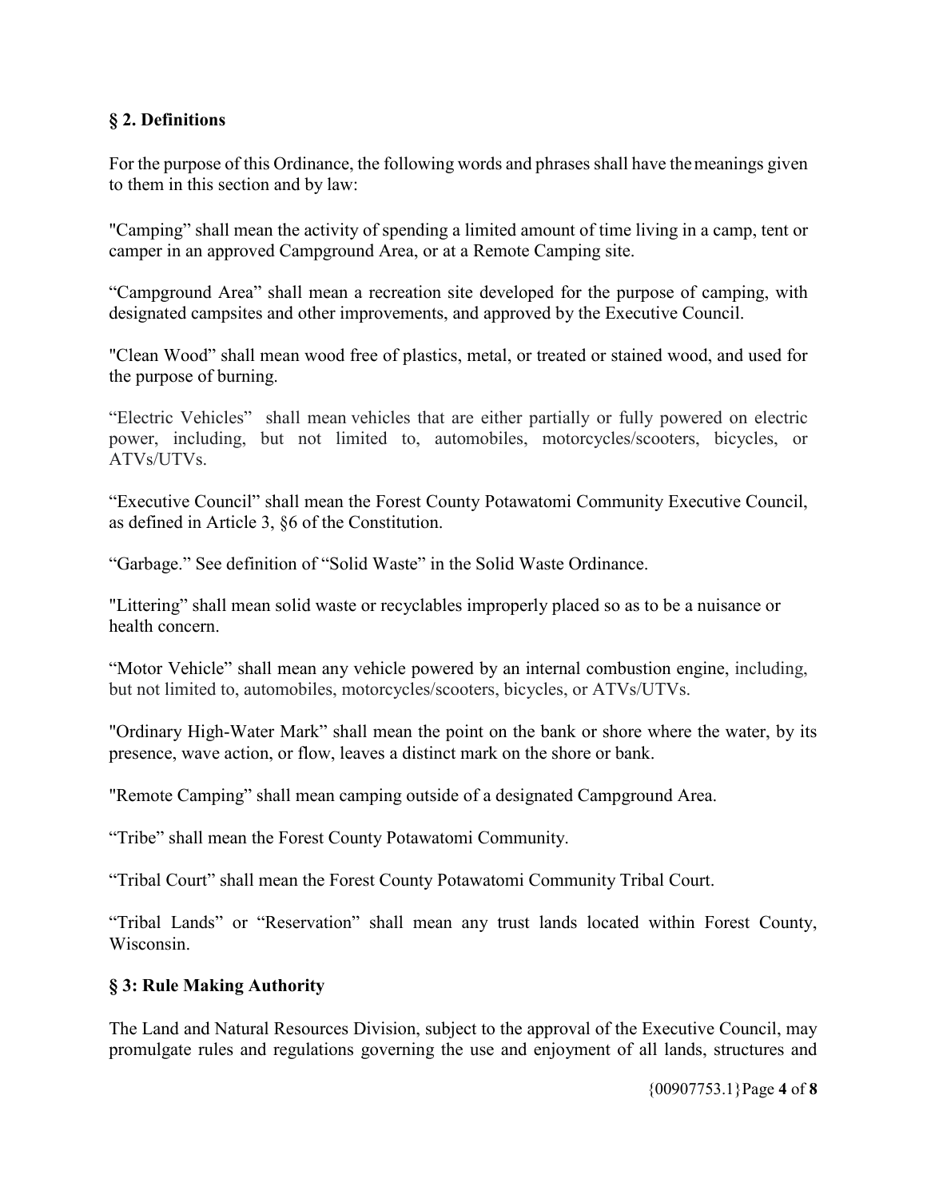## § 2. Definitions

For the purpose of this Ordinance, the following words and phrases shall have the meanings given to them in this section and by law:

"Camping" shall mean the activity of spending a limited amount of time living in a camp, tent or camper in an approved Campground Area, or at a Remote Camping site.

"Campground Area" shall mean a recreation site developed for the purpose of camping, with designated campsites and other improvements, and approved by the Executive Council.

"Clean Wood" shall mean wood free of plastics, metal, or treated or stained wood, and used for the purpose of burning.

"Electric Vehicles" shall mean vehicles that are either partially or fully powered on electric power, including, but not limited to, automobiles, motorcycles/scooters, bicycles, or ATVs/UTVs.

"Executive Council" shall mean the Forest County Potawatomi Community Executive Council, as defined in Article 3, §6 of the Constitution.

"Garbage." See definition of "Solid Waste" in the Solid Waste Ordinance.

"Littering" shall mean solid waste or recyclables improperly placed so as to be a nuisance or health concern.

"Motor Vehicle" shall mean any vehicle powered by an internal combustion engine, including, but not limited to, automobiles, motorcycles/scooters, bicycles, or ATVs/UTVs.

"Ordinary High-Water Mark" shall mean the point on the bank or shore where the water, by its presence, wave action, or flow, leaves a distinct mark on the shore or bank.

"Remote Camping" shall mean camping outside of a designated Campground Area.

"Tribe" shall mean the Forest County Potawatomi Community.

"Tribal Court" shall mean the Forest County Potawatomi Community Tribal Court.

"Tribal Lands" or "Reservation" shall mean any trust lands located within Forest County, Wisconsin.

## § 3: Rule Making Authority

The Land and Natural Resources Division, subject to the approval of the Executive Council, may promulgate rules and regulations governing the use and enjoyment of all lands, structures and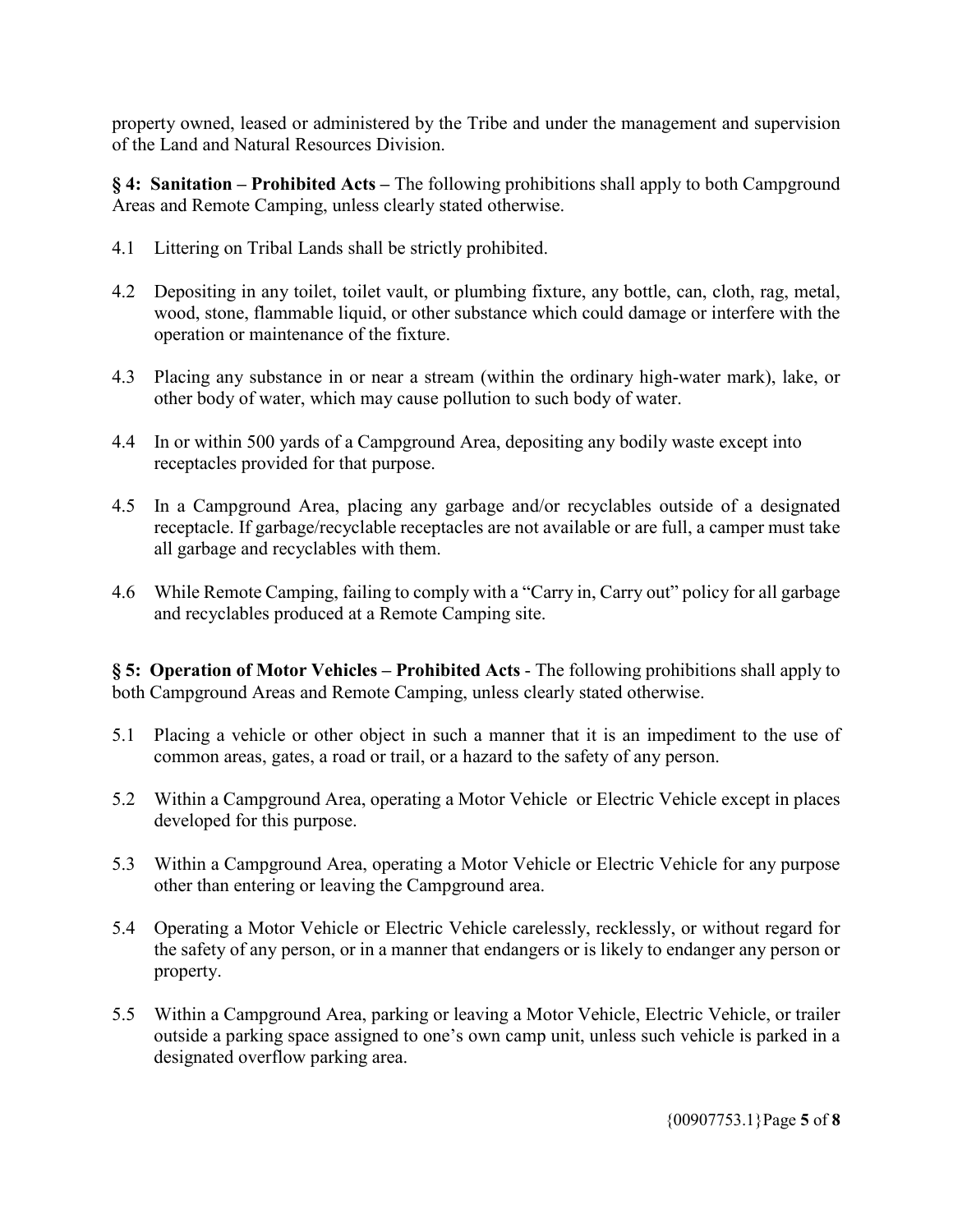property owned, leased or administered by the Tribe and under the management and supervision of the Land and Natural Resources Division.

**§ 4: Sanitation – Prohibited Acts –** The following prohibitions shall apply to both Campground Areas and Remote Camping, unless clearly stated otherwise.

4.1 Littering on Tribal Lands shall be strictly prohibited.

4.2 Depositing in any toilet, toilet vault, or plumbing fixture, any bottle, can, cloth, rag, metal, wood, stone, flammable liquid, or other substance which could damage or interfere with the operation or maintenance of the fixture.

4.3 Placing any substance in or near a stream (within the ordinary high-water mark), lake, or other body of water, which may cause pollution to such body of water.

4.4 In or within 500 yards of a Campground Area, depositing any bodily waste except into receptacles provided for that purpose.

4.5 In a Campground Area, placing any garbage and/or recyclables outside of a designated receptacle. If garbage/recyclable receptacles are not available or are full, a camper must take all garbage and recyclables with them.

4.6 While Remote Camping, failing to comply with a "Carry in, Carry out" policy for all garbage and recyclables produced at a Remote Camping site.

**§ 5: Operation of Motor Vehicles – Prohibited Acts** - The following prohibitions shall apply to both Campground Areas and Remote Camping, unless clearly stated otherwise.

5.1 Placing a vehicle or other object in such a manner that it is an impediment to the use of common areas, gates, a road or trail, or a hazard to the safety of any person.

5.2 Within a Campground Area, operating a Motor Vehicle or Electric Vehicle except in places developed for this purpose.

5.3 Within a Campground Area, operating a Motor Vehicle or Electric Vehicle for any purpose other than entering or leaving the Campground area.

5.4 Operating a Motor Vehicle or Electric Vehicle carelessly, recklessly, or without regard for the safety of any person, or in a manner that endangers or is likely to endanger any person or property.

5.5 Within a Campground Area, parking or leaving a Motor Vehicle, Electric Vehicle, or trailer outside a parking space assigned to one's own camp unit, unless such vehicle is parked in a designated overflow parking area.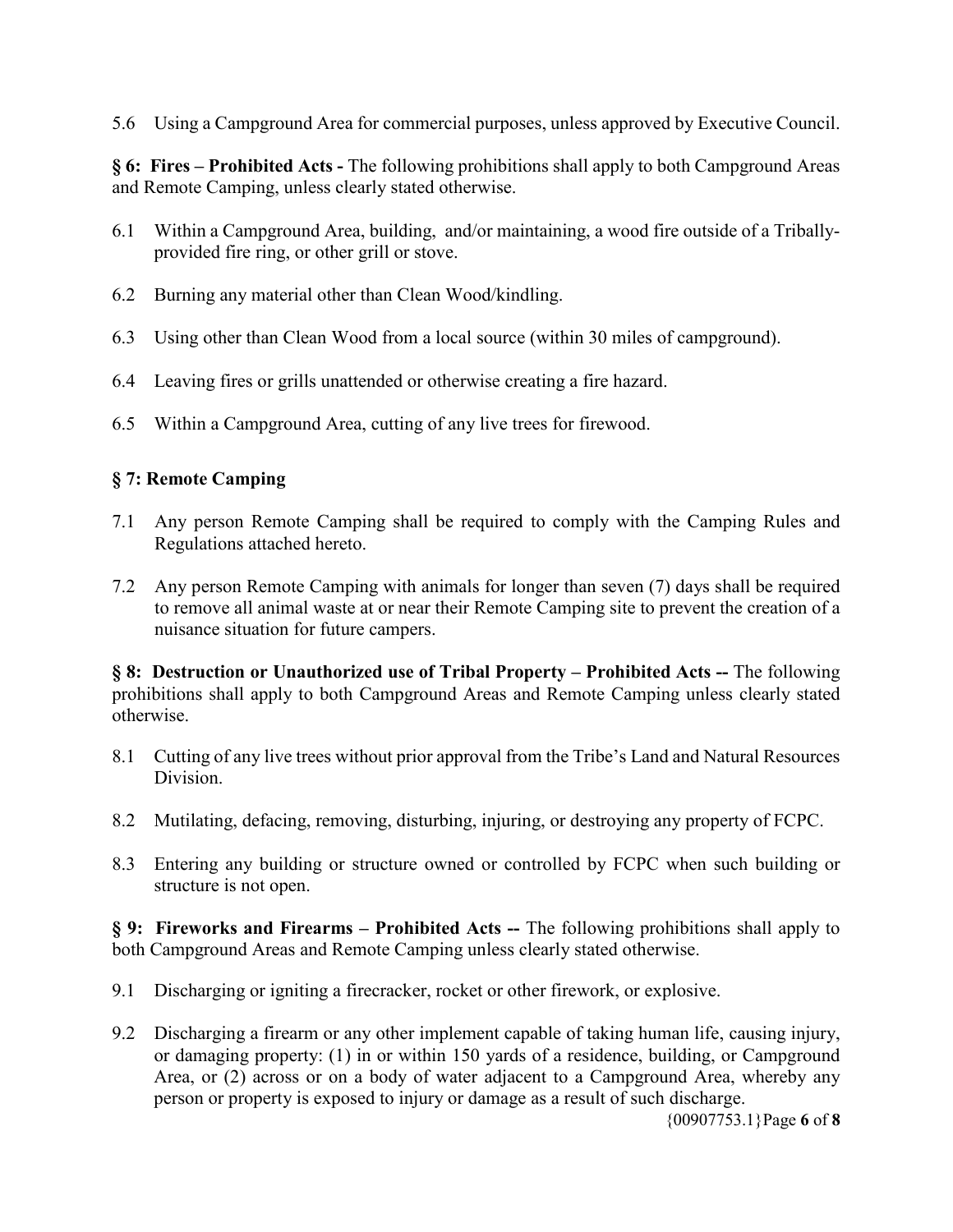5.6 Using a Campground Area for commercial purposes, unless approved by Executive Council.

**§ 6: Fires – Prohibited Acts -** The following prohibitions shall apply to both Campground Areas and Remote Camping, unless clearly stated otherwise.

6.1 Within a Campground Area, building, and/or maintaining, a wood fire outside of a Tribally-provided fire ring, or other grill or stove.

6.2 Burning any material other than Clean Wood/kindling.

6.3 Using other than Clean Wood from a local source (within 30 miles of campground).

6.4 Leaving fires or grills unattended or otherwise creating a fire hazard.

6.5 Within a Campground Area, cutting of any live trees for firewood.

**§ 7: Remote Camping**

7.1 Any person Remote Camping shall be required to comply with the Camping Rules and Regulations attached hereto.

7.2 Any person Remote Camping with animals for longer than seven (7) days shall be required to remove all animal waste at or near their Remote Camping site to prevent the creation of a nuisance situation for future campers.

**§ 8: Destruction or Unauthorized use of Tribal Property – Prohibited Acts --** The following prohibitions shall apply to both Campground Areas and Remote Camping unless clearly stated otherwise.

8.1 Cutting of any live trees without prior approval from the Tribe's Land and Natural Resources Division.

8.2 Mutilating, defacing, removing, disturbing, injuring, or destroying any property of FCPC.

8.3 Entering any building or structure owned or controlled by FCPC when such building or structure is not open.

**§ 9: Fireworks and Firearms – Prohibited Acts --** The following prohibitions shall apply to both Campground Areas and Remote Camping unless clearly stated otherwise.

9.1 Discharging or igniting a firecracker, rocket or other firework, or explosive.

9.2 Discharging a firearm or any other implement capable of taking human life, causing injury, or damaging property: (1) in or within 150 yards of a residence, building, or Campground Area, or (2) across or on a body of water adjacent to a Campground Area, whereby any person or property is exposed to injury or damage as a result of such discharge.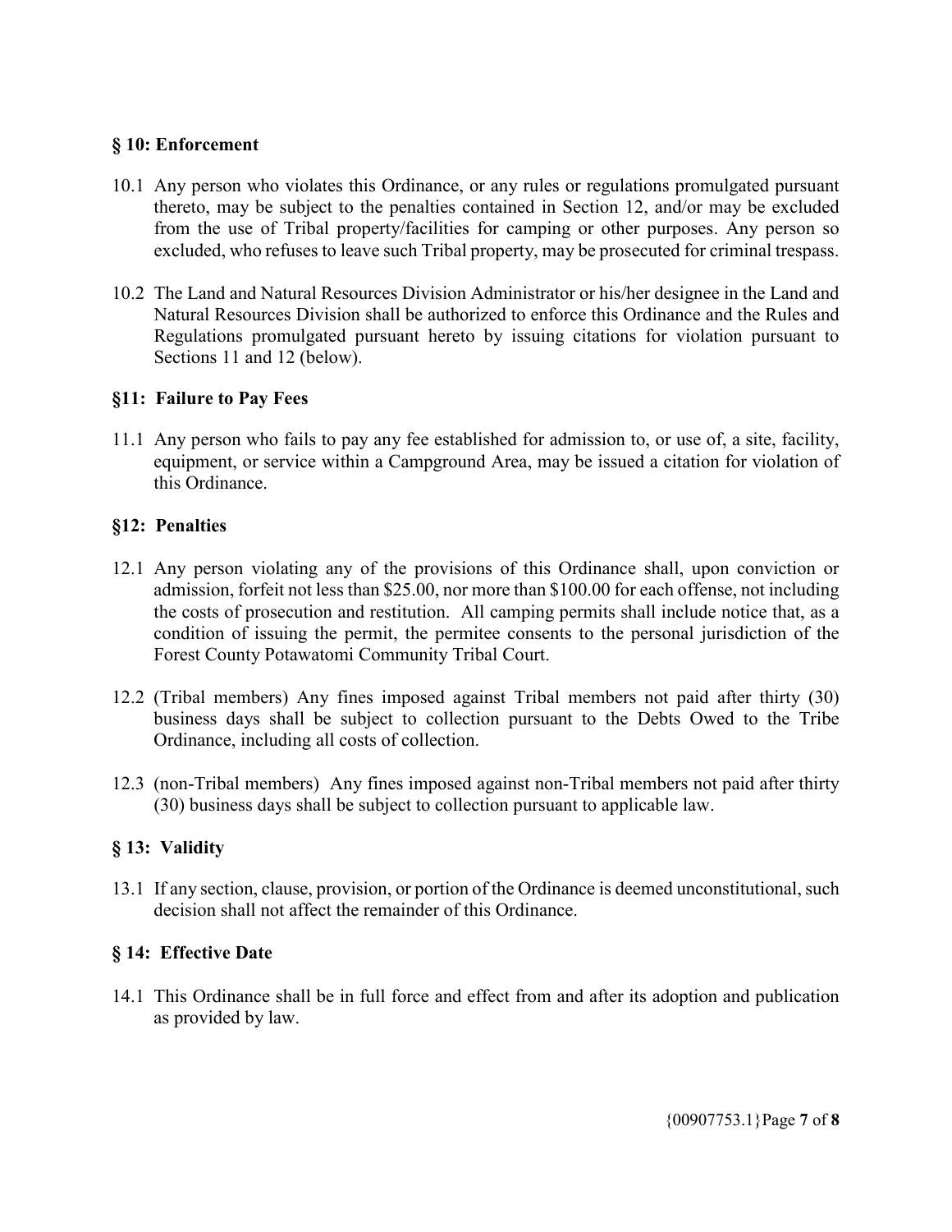## § 10: Enforcement

10.1 Any person who violates this Ordinance, or any rules or regulations promulgated pursuant thereto, may be subject to the penalties contained in Section 12, and/or may be excluded from the use of Tribal property/facilities for camping or other purposes. Any person so excluded, who refuses to leave such Tribal property, may be prosecuted for criminal trespass.

10.2 The Land and Natural Resources Division Administrator or his/her designee in the Land and Natural Resources Division shall be authorized to enforce this Ordinance and the Rules and Regulations promulgated pursuant hereto by issuing citations for violation pursuant to Sections 11 and 12 (below).

## §11: Failure to Pay Fees

11.1 Any person who fails to pay any fee established for admission to, or use of, a site, facility, equipment, or service within a Campground Area, may be issued a citation for violation of this Ordinance.

## §12: Penalties

12.1 Any person violating any of the provisions of this Ordinance shall, upon conviction or admission, forfeit not less than $25.00, nor more than $100.00 for each offense, not including the costs of prosecution and restitution. All camping permits shall include notice that, as a condition of issuing the permit, the permitee consents to the personal jurisdiction of the Forest County Potawatomi Community Tribal Court.

12.2 (Tribal members) Any fines imposed against Tribal members not paid after thirty (30) business days shall be subject to collection pursuant to the Debts Owed to the Tribe Ordinance, including all costs of collection.

12.3 (non-Tribal members) Any fines imposed against non-Tribal members not paid after thirty (30) business days shall be subject to collection pursuant to applicable law.

## § 13: Validity

13.1 If any section, clause, provision, or portion of the Ordinance is deemed unconstitutional, such decision shall not affect the remainder of this Ordinance.

## § 14: Effective Date

14.1 This Ordinance shall be in full force and effect from and after its adoption and publication as provided by law.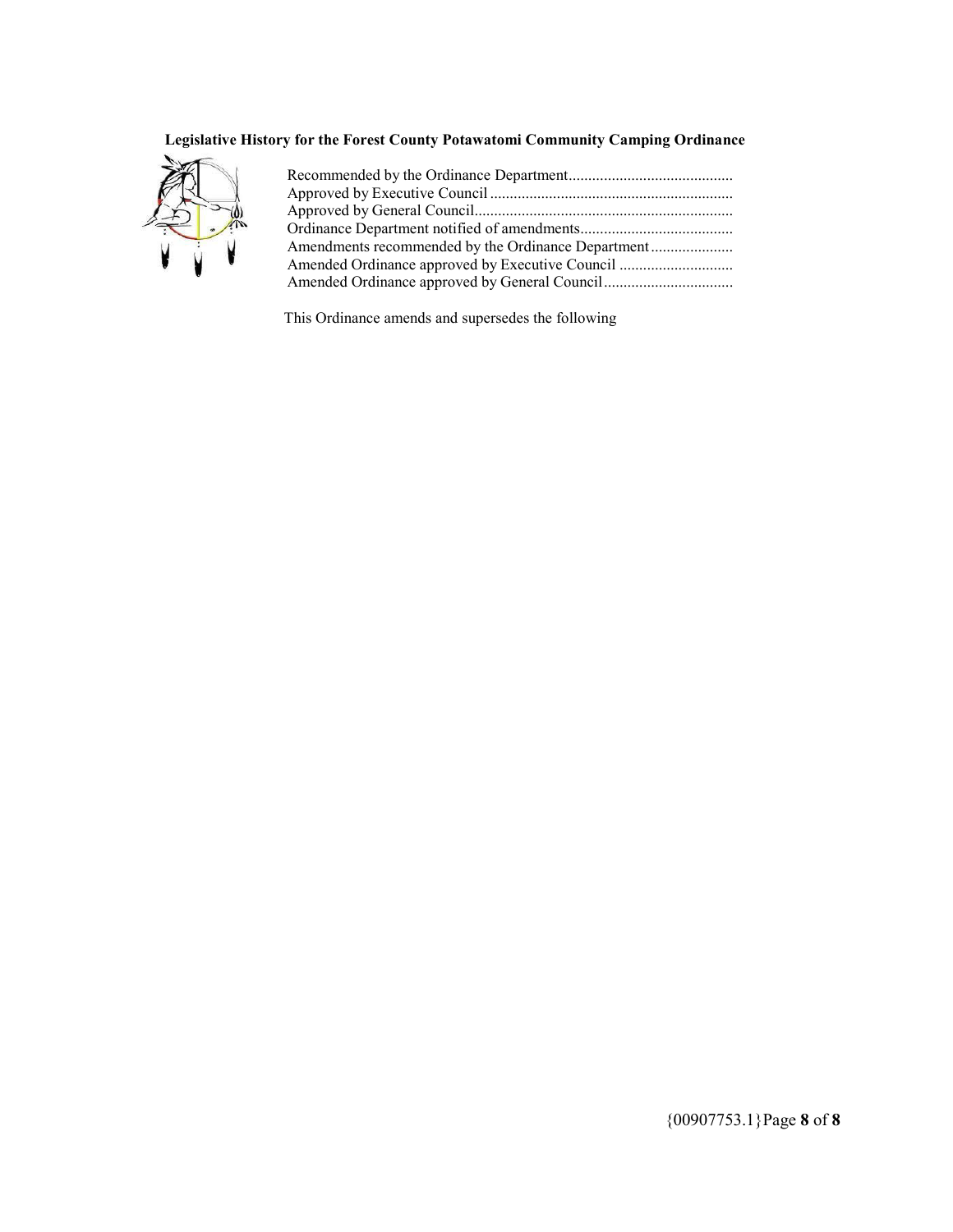**Legislative History for the Forest County Potawatomi Community Camping Ordinance**

Recommended by the Ordinance Department..........................................
Approved by Executive Council .............................................................
Approved by General Council.................................................................
Ordinance Department notified of amendments.......................................
Amendments recommended by the Ordinance Department.....................
Amended Ordinance approved by Executive Council .............................
Amended Ordinance approved by General Council.................................

This Ordinance amends and supersedes the following